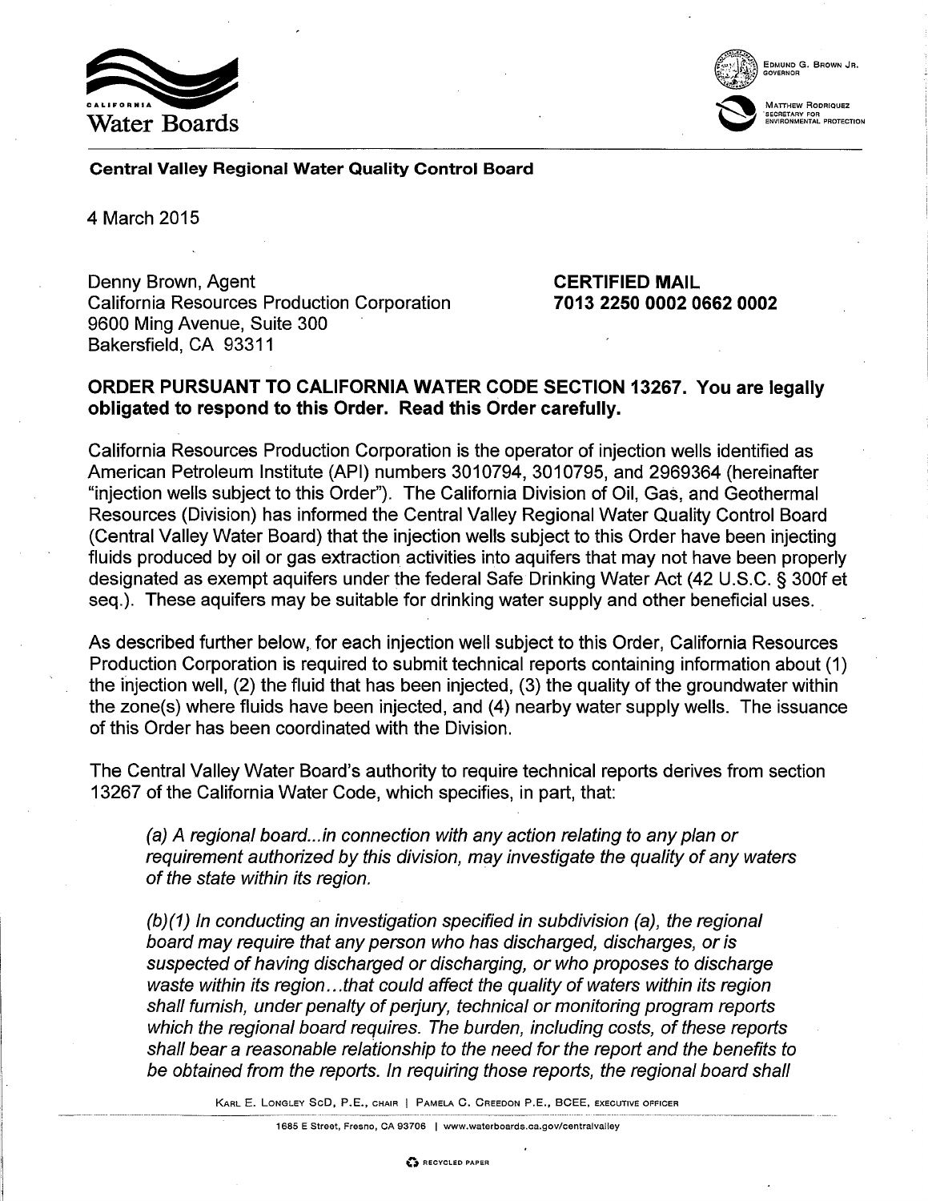California Water Boards

EDMUND G. BROWN JR.
GOVERNOR

MATTHEW RODRIQUEZ
SECRETARY FOR
ENVIRONMENTAL PROTECTION

**Central Valley Regional Water Quality Control Board**

4 March 2015

Denny Brown, Agent
California Resources Production Corporation
9600 Ming Avenue, Suite 300
Bakersfield, CA 93311

**CERTIFIED MAIL**
**7013 2250 0002 0662 0002**

**ORDER PURSUANT TO CALIFORNIA WATER CODE SECTION 13267. You are legally obligated to respond to this Order. Read this Order carefully.**

California Resources Production Corporation is the operator of injection wells identified as American Petroleum Institute (API) numbers 3010794, 3010795, and 2969364 (hereinafter "injection wells subject to this Order"). The California Division of Oil, Gas, and Geothermal Resources (Division) has informed the Central Valley Regional Water Quality Control Board (Central Valley Water Board) that the injection wells subject to this Order have been injecting fluids produced by oil or gas extraction activities into aquifers that may not have been properly designated as exempt aquifers under the federal Safe Drinking Water Act (42 U.S.C. § 300f et seq.). These aquifers may be suitable for drinking water supply and other beneficial uses.

As described further below, for each injection well subject to this Order, California Resources Production Corporation is required to submit technical reports containing information about (1) the injection well, (2) the fluid that has been injected, (3) the quality of the groundwater within the zone(s) where fluids have been injected, and (4) nearby water supply wells. The issuance of this Order has been coordinated with the Division.

The Central Valley Water Board's authority to require technical reports derives from section 13267 of the California Water Code, which specifies, in part, that:

> *(a) A regional board...in connection with any action relating to any plan or requirement authorized by this division, may investigate the quality of any waters of the state within its region.*
>
> *(b)(1) In conducting an investigation specified in subdivision (a), the regional board may require that any person who has discharged, discharges, or is suspected of having discharged or discharging, or who proposes to discharge waste within its region...that could affect the quality of waters within its region shall furnish, under penalty of perjury, technical or monitoring program reports which the regional board requires. The burden, including costs, of these reports shall bear a reasonable relationship to the need for the report and the benefits to be obtained from the reports. In requiring those reports, the regional board shall*

KARL E. LONGLEY SCD, P.E., CHAIR | PAMELA C. CREEDON P.E., BCEE, EXECUTIVE OFFICER

1685 E Street, Fresno, CA 93706 | www.waterboards.ca.gov/centralvalley

RECYCLED PAPER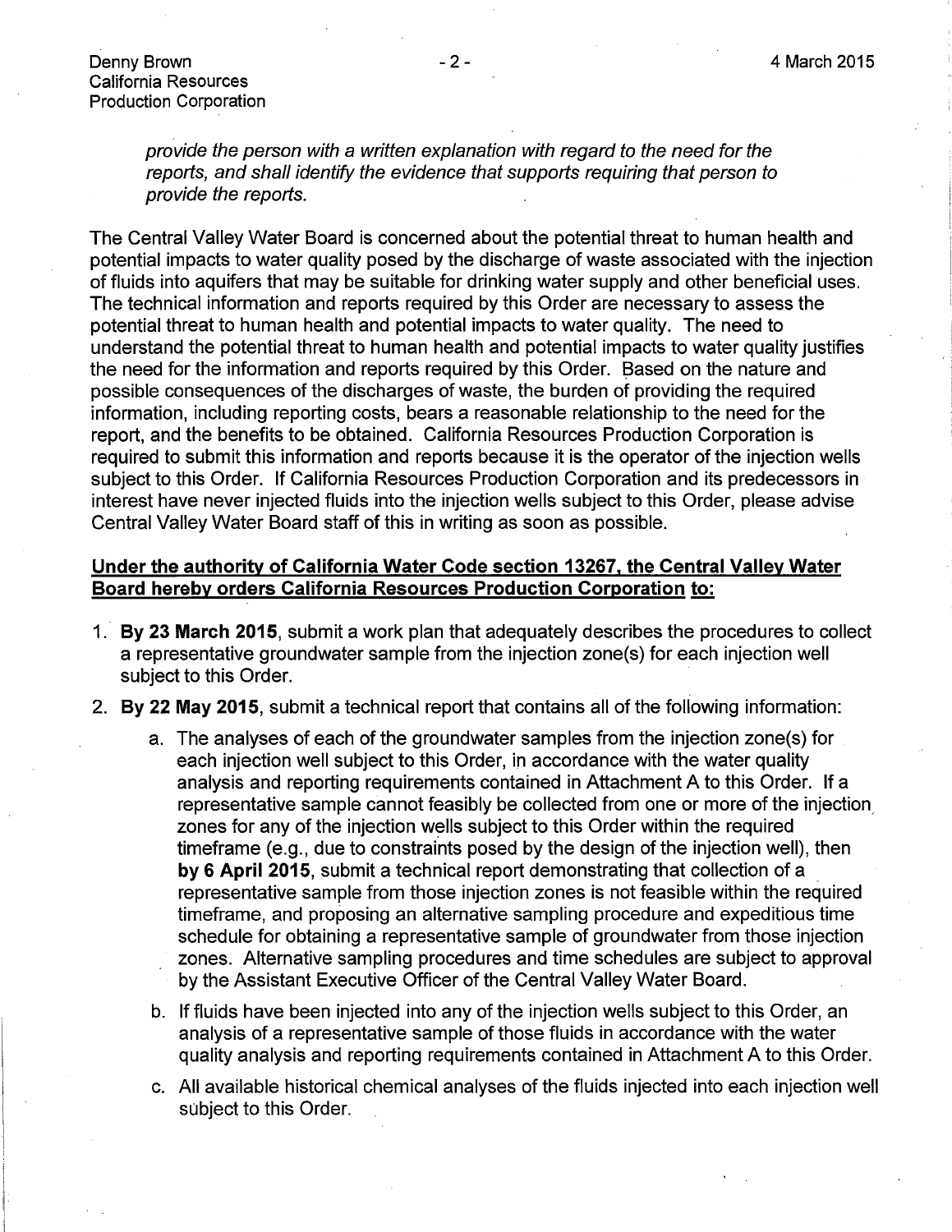*provide the person with a written explanation with regard to the need for the reports, and shall identify the evidence that supports requiring that person to provide the reports.*

The Central Valley Water Board is concerned about the potential threat to human health and potential impacts to water quality posed by the discharge of waste associated with the injection of fluids into aquifers that may be suitable for drinking water supply and other beneficial uses. The technical information and reports required by this Order are necessary to assess the potential threat to human health and potential impacts to water quality. The need to understand the potential threat to human health and potential impacts to water quality justifies the need for the information and reports required by this Order. Based on the nature and possible consequences of the discharges of waste, the burden of providing the required information, including reporting costs, bears a reasonable relationship to the need for the report, and the benefits to be obtained. California Resources Production Corporation is required to submit this information and reports because it is the operator of the injection wells subject to this Order. If California Resources Production Corporation and its predecessors in interest have never injected fluids into the injection wells subject to this Order, please advise Central Valley Water Board staff of this in writing as soon as possible.

**Under the authority of California Water Code section 13267, the Central Valley Water Board hereby orders California Resources Production Corporation to:**

1. **By 23 March 2015**, submit a work plan that adequately describes the procedures to collect a representative groundwater sample from the injection zone(s) for each injection well subject to this Order.
2. **By 22 May 2015**, submit a technical report that contains all of the following information:
   a. The analyses of each of the groundwater samples from the injection zone(s) for each injection well subject to this Order, in accordance with the water quality analysis and reporting requirements contained in Attachment A to this Order. If a representative sample cannot feasibly be collected from one or more of the injection zones for any of the injection wells subject to this Order within the required timeframe (e.g., due to constraints posed by the design of the injection well), then **by 6 April 2015**, submit a technical report demonstrating that collection of a representative sample from those injection zones is not feasible within the required timeframe, and proposing an alternative sampling procedure and expeditious time schedule for obtaining a representative sample of groundwater from those injection zones. Alternative sampling procedures and time schedules are subject to approval by the Assistant Executive Officer of the Central Valley Water Board.

   b. If fluids have been injected into any of the injection wells subject to this Order, an analysis of a representative sample of those fluids in accordance with the water quality analysis and reporting requirements contained in Attachment A to this Order.

   c. All available historical chemical analyses of the fluids injected into each injection well subject to this Order.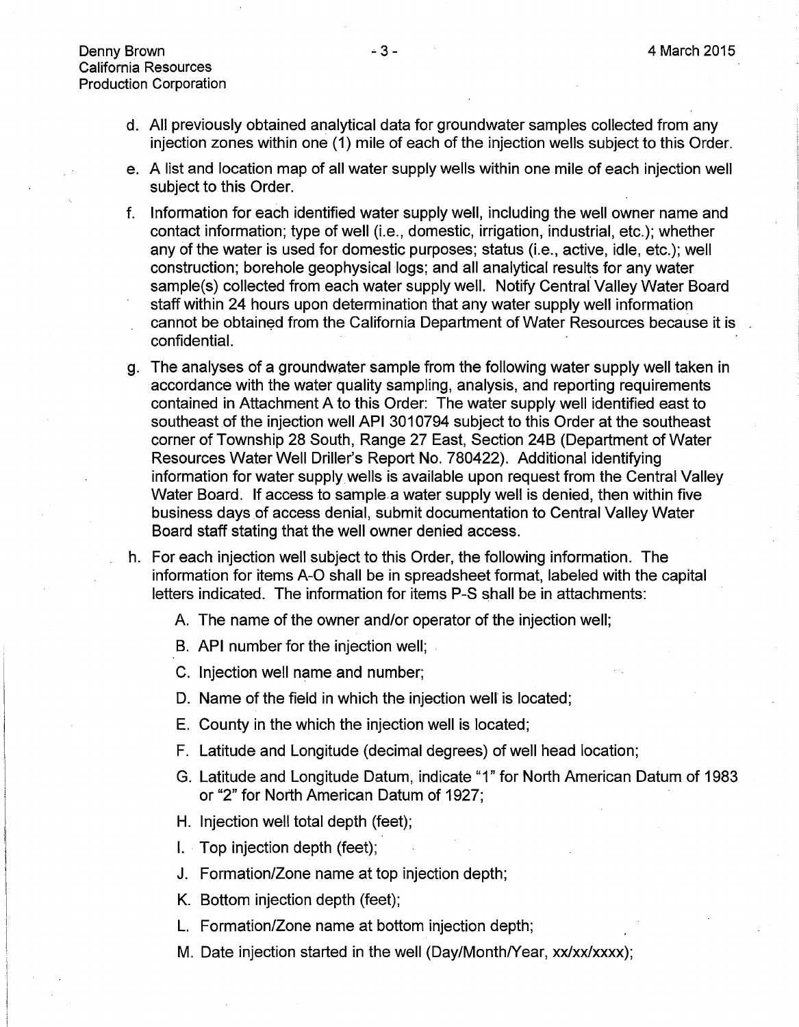d. All previously obtained analytical data for groundwater samples collected from any injection zones within one (1) mile of each of the injection wells subject to this Order.

e. A list and location map of all water supply wells within one mile of each injection well subject to this Order.

f. Information for each identified water supply well, including the well owner name and contact information; type of well (i.e., domestic, irrigation, industrial, etc.); whether any of the water is used for domestic purposes; status (i.e., active, idle, etc.); well construction; borehole geophysical logs; and all analytical results for any water sample(s) collected from each water supply well. Notify Central Valley Water Board staff within 24 hours upon determination that any water supply well information cannot be obtained from the California Department of Water Resources because it is confidential.

g. The analyses of a groundwater sample from the following water supply well taken in accordance with the water quality sampling, analysis, and reporting requirements contained in Attachment A to this Order: The water supply well identified east to southeast of the injection well API 3010794 subject to this Order at the southeast corner of Township 28 South, Range 27 East, Section 24B (Department of Water Resources Water Well Driller's Report No. 780422). Additional identifying information for water supply wells is available upon request from the Central Valley Water Board. If access to sample a water supply well is denied, then within five business days of access denial, submit documentation to Central Valley Water Board staff stating that the well owner denied access.

h. For each injection well subject to this Order, the following information. The information for items A-O shall be in spreadsheet format, labeled with the capital letters indicated. The information for items P-S shall be in attachments:

   A. The name of the owner and/or operator of the injection well;

   B. API number for the injection well;

   C. Injection well name and number;

   D. Name of the field in which the injection well is located;

   E. County in the which the injection well is located;

   F. Latitude and Longitude (decimal degrees) of well head location;

   G. Latitude and Longitude Datum, indicate "1" for North American Datum of 1983 or "2" for North American Datum of 1927;

   H. Injection well total depth (feet);

   I. Top injection depth (feet);

   J. Formation/Zone name at top injection depth;

   K. Bottom injection depth (feet);

   L. Formation/Zone name at bottom injection depth;

   M. Date injection started in the well (Day/Month/Year, xx/xx/xxxx);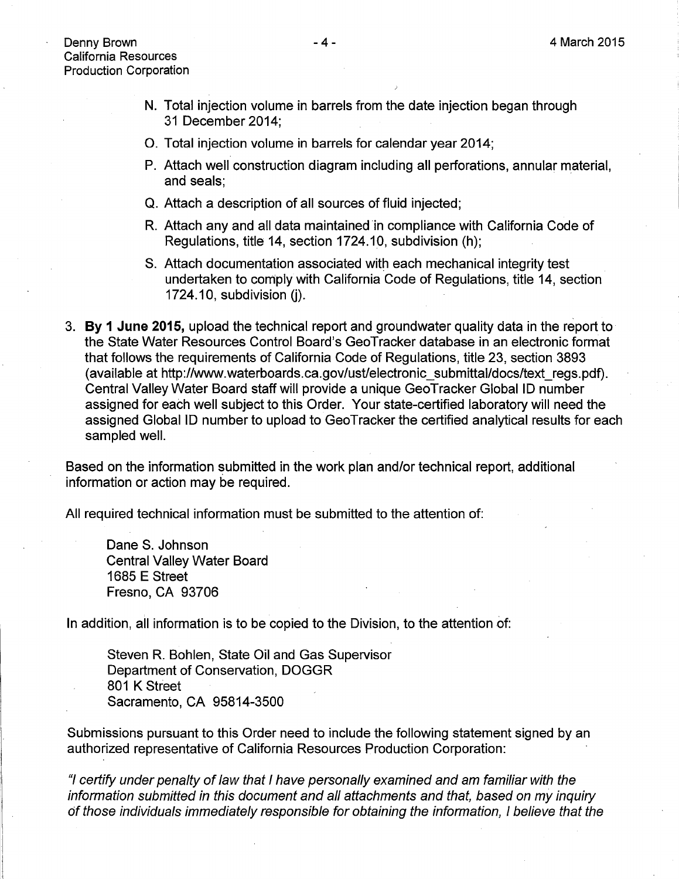N. Total injection volume in barrels from the date injection began through 31 December 2014;

O. Total injection volume in barrels for calendar year 2014;

P. Attach well construction diagram including all perforations, annular material, and seals;

Q. Attach a description of all sources of fluid injected;

R. Attach any and all data maintained in compliance with California Code of Regulations, title 14, section 1724.10, subdivision (h);

S. Attach documentation associated with each mechanical integrity test undertaken to comply with California Code of Regulations, title 14, section 1724.10, subdivision (j).

3. **By 1 June 2015,** upload the technical report and groundwater quality data in the report to the State Water Resources Control Board's GeoTracker database in an electronic format that follows the requirements of California Code of Regulations, title 23, section 3893 (available at http://www.waterboards.ca.gov/ust/electronic_submittal/docs/text_regs.pdf). Central Valley Water Board staff will provide a unique GeoTracker Global ID number assigned for each well subject to this Order. Your state-certified laboratory will need the assigned Global ID number to upload to GeoTracker the certified analytical results for each sampled well.

Based on the information submitted in the work plan and/or technical report, additional information or action may be required.

All required technical information must be submitted to the attention of:

Dane S. Johnson
Central Valley Water Board
1685 E Street
Fresno, CA 93706

In addition, all information is to be copied to the Division, to the attention of:

Steven R. Bohlen, State Oil and Gas Supervisor
Department of Conservation, DOGGR
801 K Street
Sacramento, CA 95814-3500

Submissions pursuant to this Order need to include the following statement signed by an authorized representative of California Resources Production Corporation:

*"I certify under penalty of law that I have personally examined and am familiar with the information submitted in this document and all attachments and that, based on my inquiry of those individuals immediately responsible for obtaining the information, I believe that the*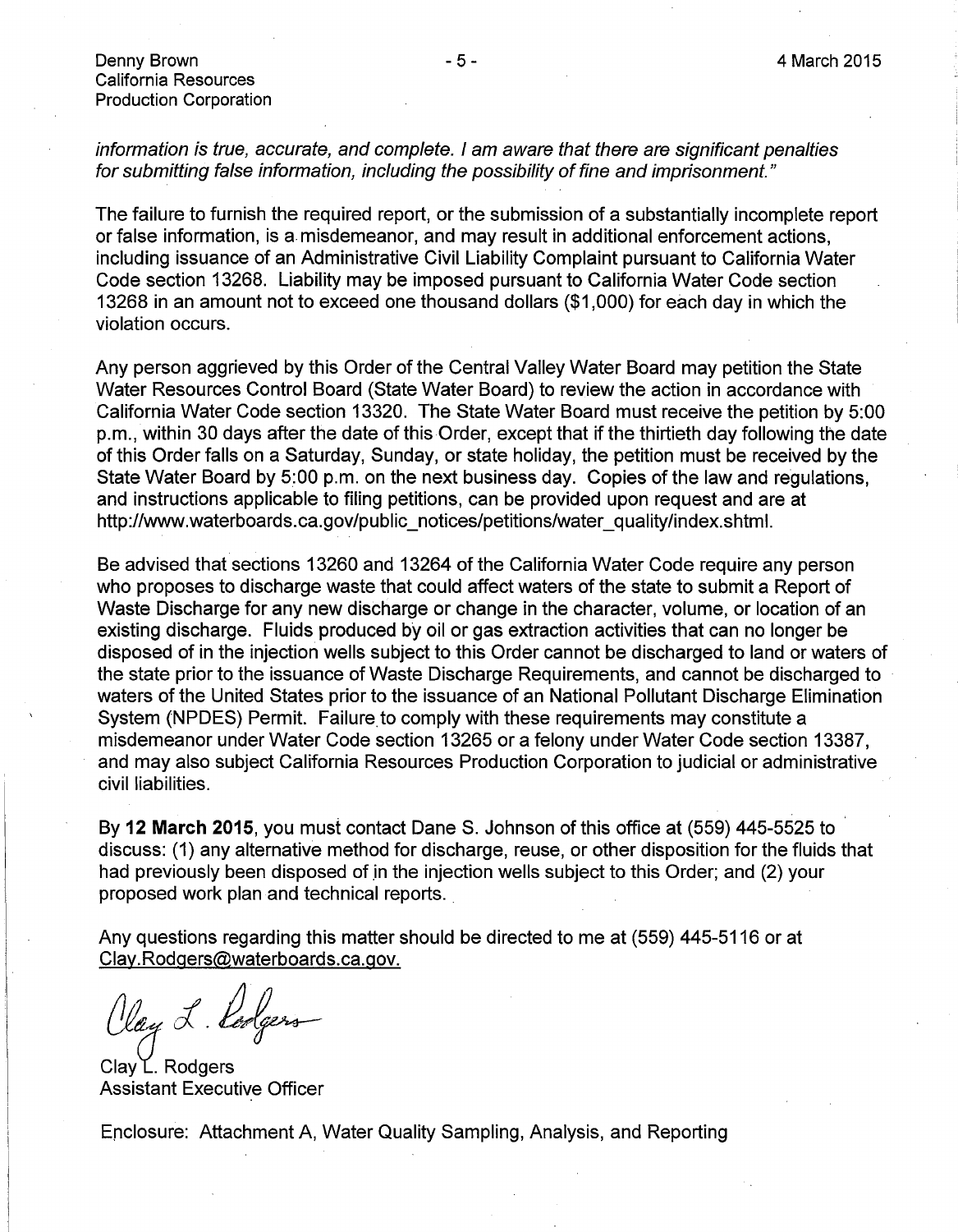*information is true, accurate, and complete. I am aware that there are significant penalties for submitting false information, including the possibility of fine and imprisonment."*

The failure to furnish the required report, or the submission of a substantially incomplete report or false information, is a misdemeanor, and may result in additional enforcement actions, including issuance of an Administrative Civil Liability Complaint pursuant to California Water Code section 13268. Liability may be imposed pursuant to California Water Code section 13268 in an amount not to exceed one thousand dollars ($1,000) for each day in which the violation occurs.

Any person aggrieved by this Order of the Central Valley Water Board may petition the State Water Resources Control Board (State Water Board) to review the action in accordance with California Water Code section 13320. The State Water Board must receive the petition by 5:00 p.m., within 30 days after the date of this Order, except that if the thirtieth day following the date of this Order falls on a Saturday, Sunday, or state holiday, the petition must be received by the State Water Board by 5:00 p.m. on the next business day. Copies of the law and regulations, and instructions applicable to filing petitions, can be provided upon request and are at http://www.waterboards.ca.gov/public_notices/petitions/water_quality/index.shtml.

Be advised that sections 13260 and 13264 of the California Water Code require any person who proposes to discharge waste that could affect waters of the state to submit a Report of Waste Discharge for any new discharge or change in the character, volume, or location of an existing discharge. Fluids produced by oil or gas extraction activities that can no longer be disposed of in the injection wells subject to this Order cannot be discharged to land or waters of the state prior to the issuance of Waste Discharge Requirements, and cannot be discharged to waters of the United States prior to the issuance of an National Pollutant Discharge Elimination System (NPDES) Permit. Failure to comply with these requirements may constitute a misdemeanor under Water Code section 13265 or a felony under Water Code section 13387, and may also subject California Resources Production Corporation to judicial or administrative civil liabilities.

By **12 March 2015**, you must contact Dane S. Johnson of this office at (559) 445-5525 to discuss: (1) any alternative method for discharge, reuse, or other disposition for the fluids that had previously been disposed of in the injection wells subject to this Order; and (2) your proposed work plan and technical reports.

Any questions regarding this matter should be directed to me at (559) 445-5116 or at Clay.Rodgers@waterboards.ca.gov.

Clay L. Rodgers

Clay L. Rodgers
Assistant Executive Officer

Enclosure: Attachment A, Water Quality Sampling, Analysis, and Reporting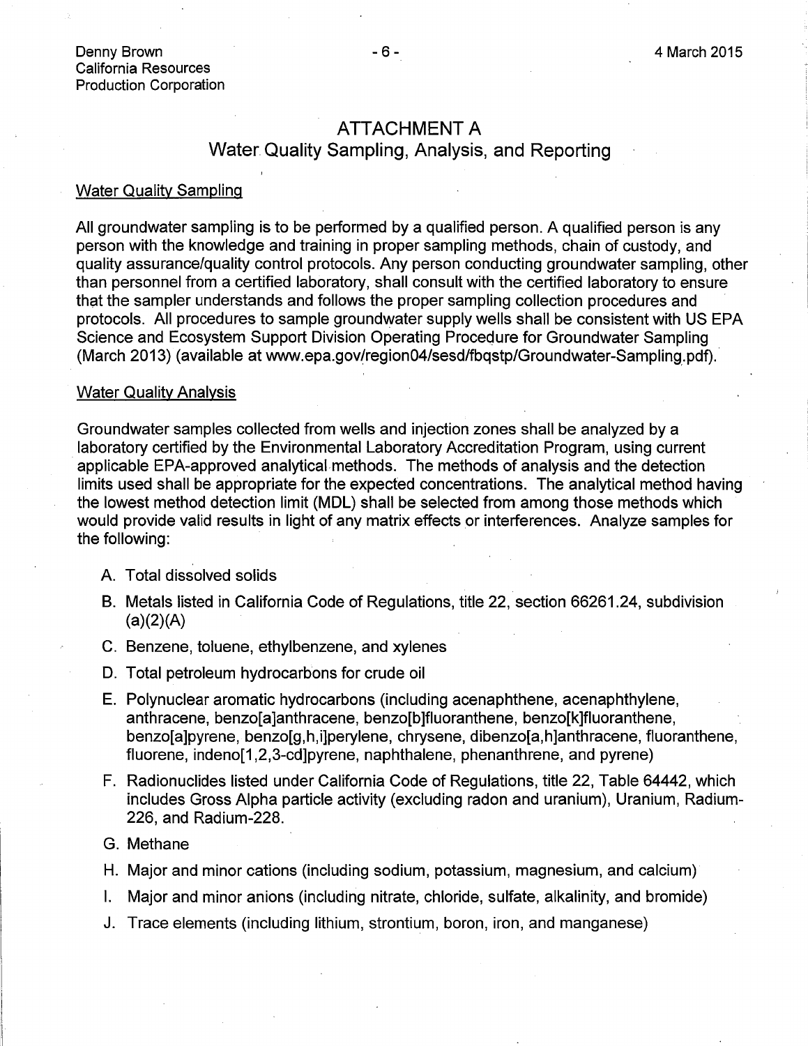# ATTACHMENT A
## Water Quality Sampling, Analysis, and Reporting

### Water Quality Sampling

All groundwater sampling is to be performed by a qualified person. A qualified person is any person with the knowledge and training in proper sampling methods, chain of custody, and quality assurance/quality control protocols. Any person conducting groundwater sampling, other than personnel from a certified laboratory, shall consult with the certified laboratory to ensure that the sampler understands and follows the proper sampling collection procedures and protocols. All procedures to sample groundwater supply wells shall be consistent with US EPA Science and Ecosystem Support Division Operating Procedure for Groundwater Sampling (March 2013) (available at www.epa.gov/region04/sesd/fbqstp/Groundwater-Sampling.pdf).

### Water Quality Analysis

Groundwater samples collected from wells and injection zones shall be analyzed by a laboratory certified by the Environmental Laboratory Accreditation Program, using current applicable EPA-approved analytical methods. The methods of analysis and the detection limits used shall be appropriate for the expected concentrations. The analytical method having the lowest method detection limit (MDL) shall be selected from among those methods which would provide valid results in light of any matrix effects or interferences. Analyze samples for the following:

A. Total dissolved solids

B. Metals listed in California Code of Regulations, title 22, section 66261.24, subdivision (a)(2)(A)

C. Benzene, toluene, ethylbenzene, and xylenes

D. Total petroleum hydrocarbons for crude oil

E. Polynuclear aromatic hydrocarbons (including acenaphthene, acenaphthylene, anthracene, benzo[a]anthracene, benzo[b]fluoranthene, benzo[k]fluoranthene, benzo[a]pyrene, benzo[g,h,i]perylene, chrysene, dibenzo[a,h]anthracene, fluoranthene, fluorene, indeno[1,2,3-cd]pyrene, naphthalene, phenanthrene, and pyrene)

F. Radionuclides listed under California Code of Regulations, title 22, Table 64442, which includes Gross Alpha particle activity (excluding radon and uranium), Uranium, Radium-226, and Radium-228.

G. Methane

H. Major and minor cations (including sodium, potassium, magnesium, and calcium)

I. Major and minor anions (including nitrate, chloride, sulfate, alkalinity, and bromide)

J. Trace elements (including lithium, strontium, boron, iron, and manganese)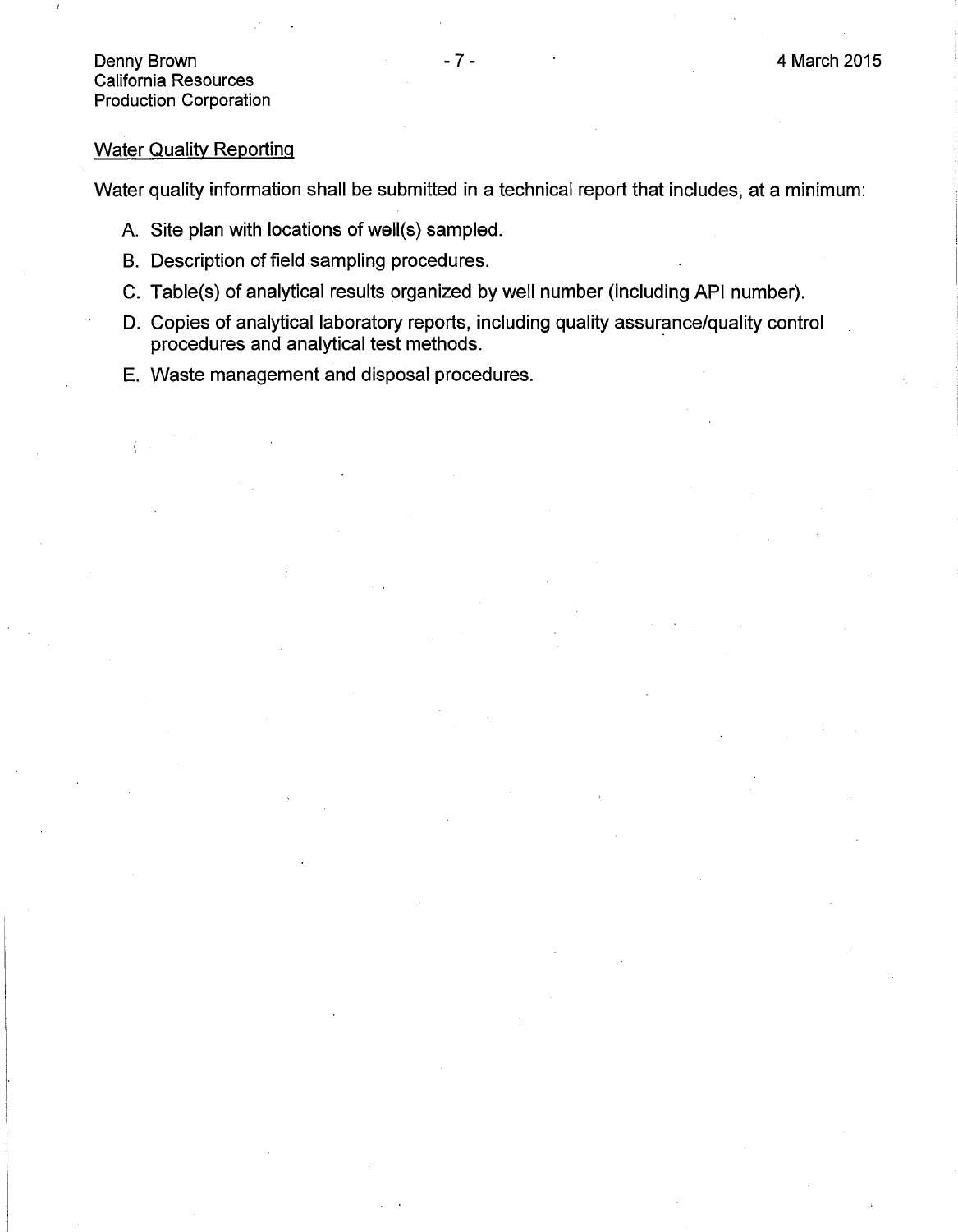## Water Quality Reporting

Water quality information shall be submitted in a technical report that includes, at a minimum:

A. Site plan with locations of well(s) sampled.

B. Description of field sampling procedures.

C. Table(s) of analytical results organized by well number (including API number).

D. Copies of analytical laboratory reports, including quality assurance/quality control procedures and analytical test methods.

E. Waste management and disposal procedures.